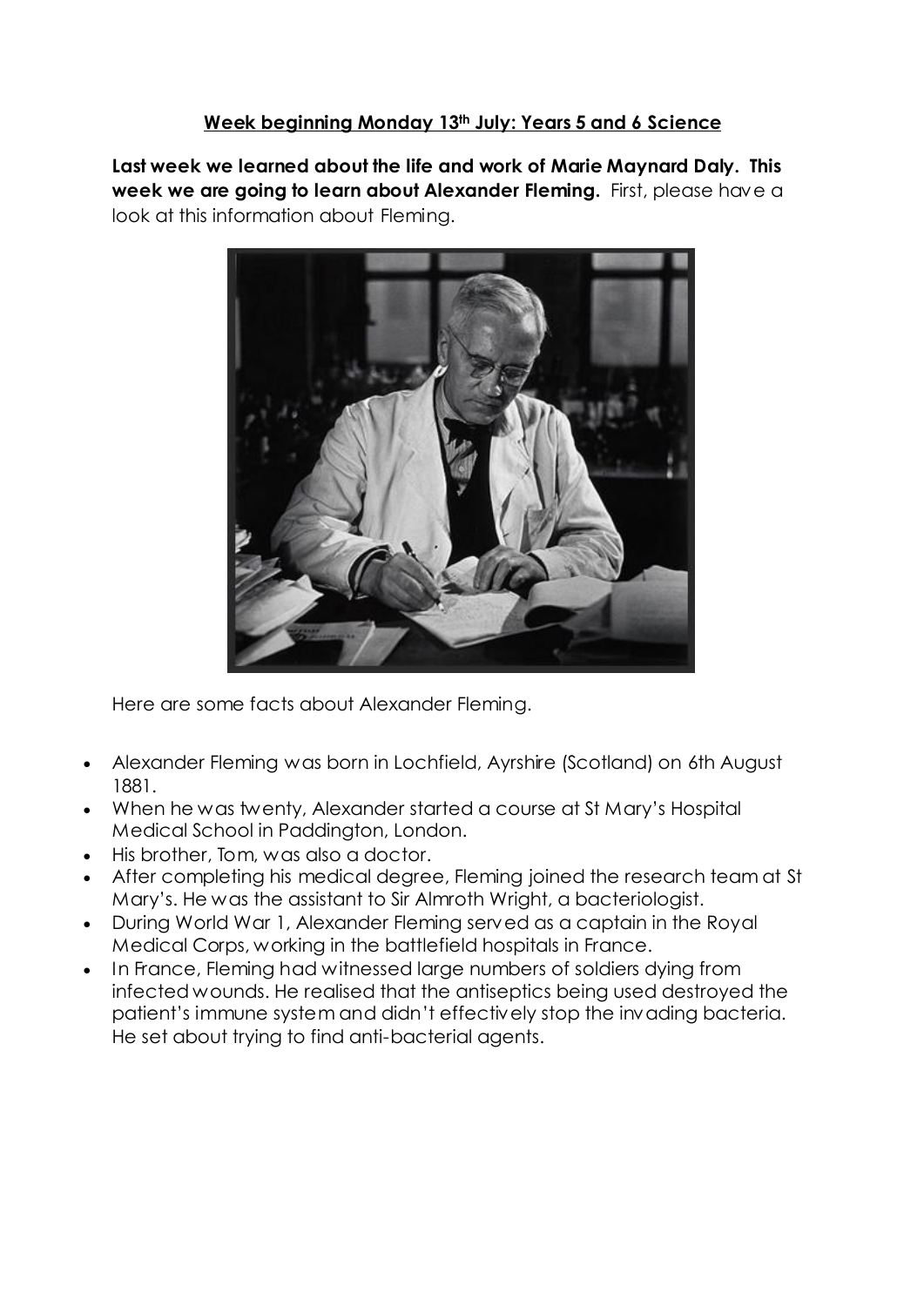**Week beginning Monday 13th July: Years 5 and 6 Science**

**Last week we learned about the life and work of Marie Maynard Daly. This week we are going to learn about Alexander Fleming.** First, please have a look at this information about Fleming.

Here are some facts about Alexander Fleming.

- Alexander Fleming was born in Lochfield, Ayrshire (Scotland) on 6th August 1881.
- When he was twenty, Alexander started a course at St Mary's Hospital Medical School in Paddington, London.
- His brother, Tom, was also a doctor.
- After completing his medical degree, Fleming joined the research team at St Mary's. He was the assistant to Sir Almroth Wright, a bacteriologist.
- During World War 1, Alexander Fleming served as a captain in the Royal Medical Corps, working in the battlefield hospitals in France.
- In France, Fleming had witnessed large numbers of soldiers dying from infected wounds. He realised that the antiseptics being used destroyed the patient's immune system and didn't effectively stop the invading bacteria. He set about trying to find anti-bacterial agents.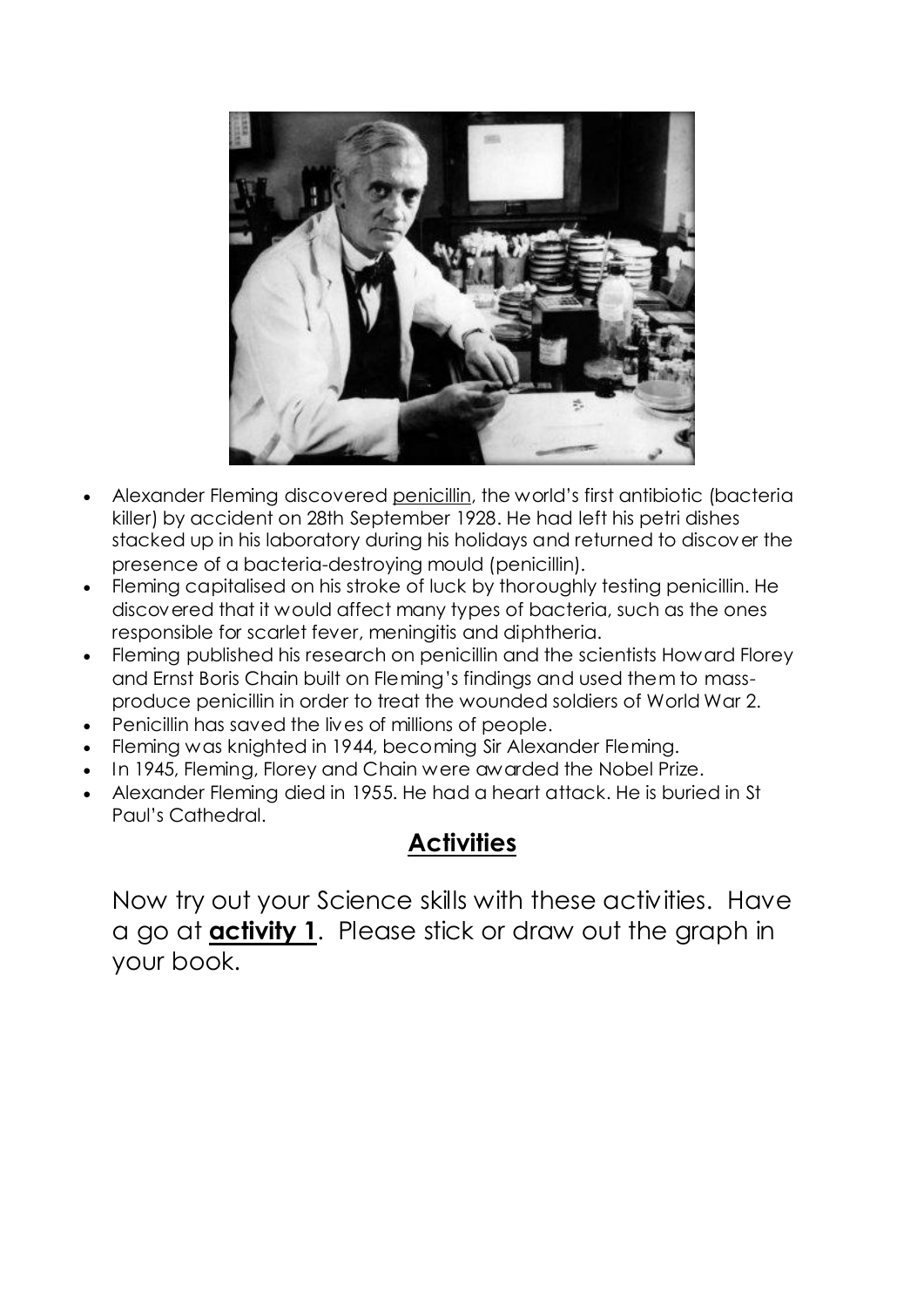- Alexander Fleming discovered penicillin, the world's first antibiotic (bacteria killer) by accident on 28th September 1928. He had left his petri dishes stacked up in his laboratory during his holidays and returned to discover the presence of a bacteria-destroying mould (penicillin).
- Fleming capitalised on his stroke of luck by thoroughly testing penicillin. He discovered that it would affect many types of bacteria, such as the ones responsible for scarlet fever, meningitis and diphtheria.
- Fleming published his research on penicillin and the scientists Howard Florey and Ernst Boris Chain built on Fleming's findings and used them to mass-produce penicillin in order to treat the wounded soldiers of World War 2.
- Penicillin has saved the lives of millions of people.
- Fleming was knighted in 1944, becoming Sir Alexander Fleming.
- In 1945, Fleming, Florey and Chain were awarded the Nobel Prize.
- Alexander Fleming died in 1955. He had a heart attack. He is buried in St Paul's Cathedral.

## Activities

Now try out your Science skills with these activities. Have a go at **activity 1**. Please stick or draw out the graph in your book.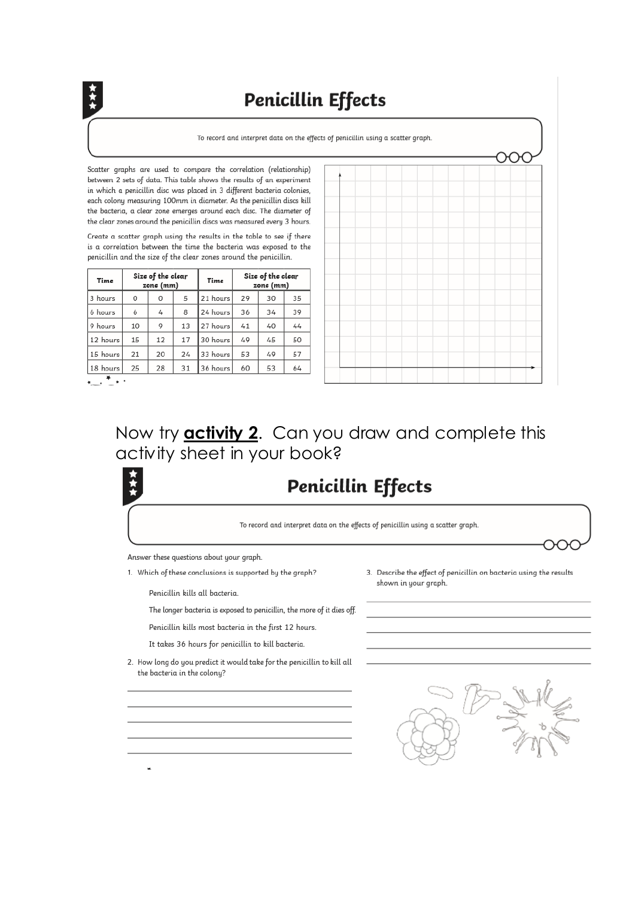# Penicillin Effects

To record and interpret data on the effects of penicillin using a scatter graph.

Scatter graphs are used to compare the correlation (relationship) between 2 sets of data. This table shows the results of an experiment in which a penicillin disc was placed in 3 different bacteria colonies, each colony measuring 100mm in diameter. As the penicillin discs kill the bacteria, a clear zone emerges around each disc. The diameter of the clear zones around the penicillin discs was measured every 3 hours.

Create a scatter graph using the results in the table to see if there is a correlation between the time the bacteria was exposed to the penicillin and the size of the clear zones around the penicillin.

| Time | Size of the clear zone (mm) | | | Time | Size of the clear zone (mm) | | |
|---|---|---|---|---|---|---|---|
| 3 hours | 0 | 0 | 5 | 21 hours | 29 | 30 | 35 |
| 6 hours | 6 | 4 | 8 | 24 hours | 36 | 34 | 39 |
| 9 hours | 10 | 9 | 13 | 27 hours | 41 | 40 | 44 |
| 12 hours | 15 | 12 | 17 | 30 hours | 49 | 45 | 50 |
| 15 hours | 21 | 20 | 24 | 33 hours | 53 | 49 | 57 |
| 18 hours | 25 | 28 | 31 | 36 hours | 60 | 53 | 64 |

Now try **activity 2**. Can you draw and complete this activity sheet in your book?

# Penicillin Effects

To record and interpret data on the effects of penicillin using a scatter graph.

Answer these questions about your graph.

1. Which of these conclusions is supported by the graph?

   Penicillin kills all bacteria.

   The longer bacteria is exposed to penicillin, the more of it dies off.

   Penicillin kills most bacteria in the first 12 hours.

   It takes 36 hours for penicillin to kill bacteria.

2. How long do you predict it would take for the penicillin to kill all the bacteria in the colony?

3. Describe the effect of penicillin on bacteria using the results shown in your graph.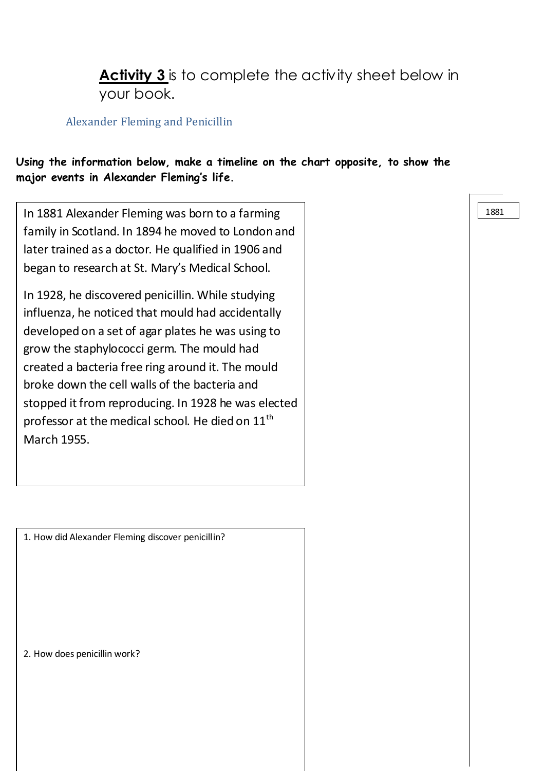**Activity 3** is to complete the activity sheet below in your book.

## Alexander Fleming and Penicillin

**Using the information below, make a timeline on the chart opposite, to show the major events in Alexander Fleming's life.**

In 1881 Alexander Fleming was born to a farming family in Scotland. In 1894 he moved to London and later trained as a doctor. He qualified in 1906 and began to research at St. Mary's Medical School.

In 1928, he discovered penicillin. While studying influenza, he noticed that mould had accidentally developed on a set of agar plates he was using to grow the staphylococci germ. The mould had created a bacteria free ring around it. The mould broke down the cell walls of the bacteria and stopped it from reproducing. In 1928 he was elected professor at the medical school. He died on 11th March 1955.

1881

1. How did Alexander Fleming discover penicillin?

2. How does penicillin work?